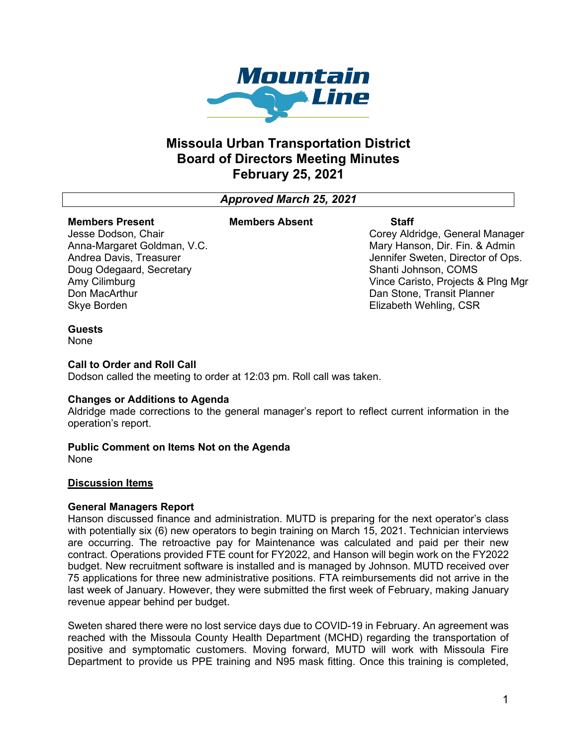# Missoula Urban Transportation District
# Board of Directors Meeting Minutes
# February 25, 2021

***Approved March 25, 2021***

| Members Present | Members Absent | Staff |
|---|---|---|
| Jesse Dodson, Chair | | Corey Aldridge, General Manager |
| Anna-Margaret Goldman, V.C. | | Mary Hanson, Dir. Fin. & Admin |
| Andrea Davis, Treasurer | | Jennifer Sweten, Director of Ops. |
| Doug Odegaard, Secretary | | Shanti Johnson, COMS |
| Amy Cilimburg | | Vince Caristo, Projects & Plng Mgr |
| Don MacArthur | | Dan Stone, Transit Planner |
| Skye Borden | | Elizabeth Wehling, CSR |

**Guests**
None

**Call to Order and Roll Call**
Dodson called the meeting to order at 12:03 pm. Roll call was taken.

**Changes or Additions to Agenda**
Aldridge made corrections to the general manager's report to reflect current information in the operation's report.

**Public Comment on Items Not on the Agenda**
None

**<u>Discussion Items</u>**

**General Managers Report**
Hanson discussed finance and administration. MUTD is preparing for the next operator's class with potentially six (6) new operators to begin training on March 15, 2021. Technician interviews are occurring. The retroactive pay for Maintenance was calculated and paid per their new contract. Operations provided FTE count for FY2022, and Hanson will begin work on the FY2022 budget. New recruitment software is installed and is managed by Johnson. MUTD received over 75 applications for three new administrative positions. FTA reimbursements did not arrive in the last week of January. However, they were submitted the first week of February, making January revenue appear behind per budget.

Sweten shared there were no lost service days due to COVID-19 in February. An agreement was reached with the Missoula County Health Department (MCHD) regarding the transportation of positive and symptomatic customers. Moving forward, MUTD will work with Missoula Fire Department to provide us PPE training and N95 mask fitting. Once this training is completed,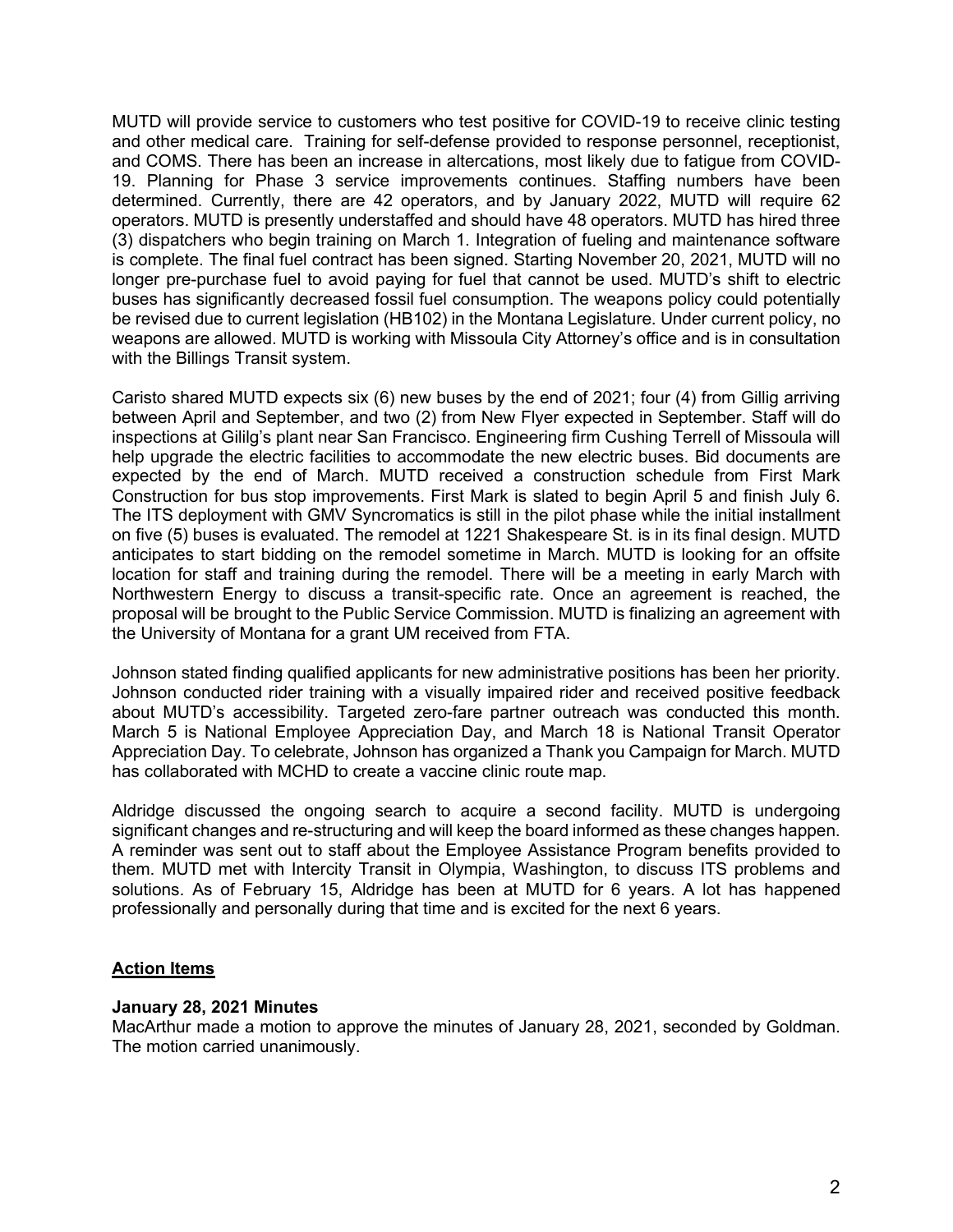MUTD will provide service to customers who test positive for COVID-19 to receive clinic testing and other medical care. Training for self-defense provided to response personnel, receptionist, and COMS. There has been an increase in altercations, most likely due to fatigue from COVID-19. Planning for Phase 3 service improvements continues. Staffing numbers have been determined. Currently, there are 42 operators, and by January 2022, MUTD will require 62 operators. MUTD is presently understaffed and should have 48 operators. MUTD has hired three (3) dispatchers who begin training on March 1. Integration of fueling and maintenance software is complete. The final fuel contract has been signed. Starting November 20, 2021, MUTD will no longer pre-purchase fuel to avoid paying for fuel that cannot be used. MUTD's shift to electric buses has significantly decreased fossil fuel consumption. The weapons policy could potentially be revised due to current legislation (HB102) in the Montana Legislature. Under current policy, no weapons are allowed. MUTD is working with Missoula City Attorney's office and is in consultation with the Billings Transit system.

Caristo shared MUTD expects six (6) new buses by the end of 2021; four (4) from Gillig arriving between April and September, and two (2) from New Flyer expected in September. Staff will do inspections at Gililg's plant near San Francisco. Engineering firm Cushing Terrell of Missoula will help upgrade the electric facilities to accommodate the new electric buses. Bid documents are expected by the end of March. MUTD received a construction schedule from First Mark Construction for bus stop improvements. First Mark is slated to begin April 5 and finish July 6. The ITS deployment with GMV Syncromatics is still in the pilot phase while the initial installment on five (5) buses is evaluated. The remodel at 1221 Shakespeare St. is in its final design. MUTD anticipates to start bidding on the remodel sometime in March. MUTD is looking for an offsite location for staff and training during the remodel. There will be a meeting in early March with Northwestern Energy to discuss a transit-specific rate. Once an agreement is reached, the proposal will be brought to the Public Service Commission. MUTD is finalizing an agreement with the University of Montana for a grant UM received from FTA.

Johnson stated finding qualified applicants for new administrative positions has been her priority. Johnson conducted rider training with a visually impaired rider and received positive feedback about MUTD's accessibility. Targeted zero-fare partner outreach was conducted this month. March 5 is National Employee Appreciation Day, and March 18 is National Transit Operator Appreciation Day. To celebrate, Johnson has organized a Thank you Campaign for March. MUTD has collaborated with MCHD to create a vaccine clinic route map.

Aldridge discussed the ongoing search to acquire a second facility. MUTD is undergoing significant changes and re-structuring and will keep the board informed as these changes happen. A reminder was sent out to staff about the Employee Assistance Program benefits provided to them. MUTD met with Intercity Transit in Olympia, Washington, to discuss ITS problems and solutions. As of February 15, Aldridge has been at MUTD for 6 years. A lot has happened professionally and personally during that time and is excited for the next 6 years.

## Action Items

### January 28, 2021 Minutes

MacArthur made a motion to approve the minutes of January 28, 2021, seconded by Goldman. The motion carried unanimously.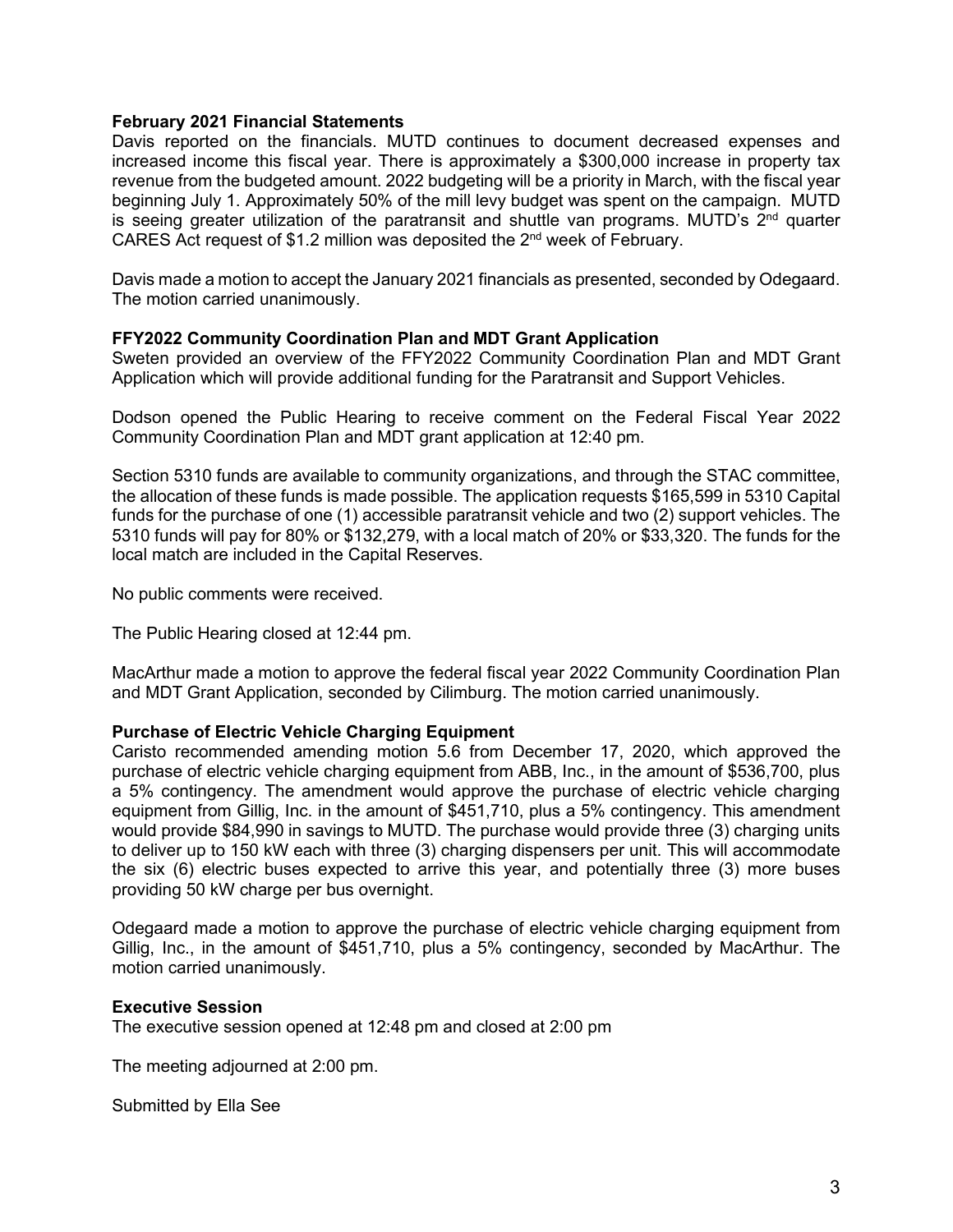**February 2021 Financial Statements**

Davis reported on the financials. MUTD continues to document decreased expenses and increased income this fiscal year. There is approximately a $300,000 increase in property tax revenue from the budgeted amount. 2022 budgeting will be a priority in March, with the fiscal year beginning July 1. Approximately 50% of the mill levy budget was spent on the campaign. MUTD is seeing greater utilization of the paratransit and shuttle van programs. MUTD's 2nd quarter CARES Act request of $1.2 million was deposited the 2nd week of February.

Davis made a motion to accept the January 2021 financials as presented, seconded by Odegaard. The motion carried unanimously.

**FFY2022 Community Coordination Plan and MDT Grant Application**

Sweten provided an overview of the FFY2022 Community Coordination Plan and MDT Grant Application which will provide additional funding for the Paratransit and Support Vehicles.

Dodson opened the Public Hearing to receive comment on the Federal Fiscal Year 2022 Community Coordination Plan and MDT grant application at 12:40 pm.

Section 5310 funds are available to community organizations, and through the STAC committee, the allocation of these funds is made possible. The application requests $165,599 in 5310 Capital funds for the purchase of one (1) accessible paratransit vehicle and two (2) support vehicles. The 5310 funds will pay for 80% or $132,279, with a local match of 20% or $33,320. The funds for the local match are included in the Capital Reserves.

No public comments were received.

The Public Hearing closed at 12:44 pm.

MacArthur made a motion to approve the federal fiscal year 2022 Community Coordination Plan and MDT Grant Application, seconded by Cilimburg. The motion carried unanimously.

**Purchase of Electric Vehicle Charging Equipment**

Caristo recommended amending motion 5.6 from December 17, 2020, which approved the purchase of electric vehicle charging equipment from ABB, Inc., in the amount of $536,700, plus a 5% contingency. The amendment would approve the purchase of electric vehicle charging equipment from Gillig, Inc. in the amount of $451,710, plus a 5% contingency. This amendment would provide $84,990 in savings to MUTD. The purchase would provide three (3) charging units to deliver up to 150 kW each with three (3) charging dispensers per unit. This will accommodate the six (6) electric buses expected to arrive this year, and potentially three (3) more buses providing 50 kW charge per bus overnight.

Odegaard made a motion to approve the purchase of electric vehicle charging equipment from Gillig, Inc., in the amount of $451,710, plus a 5% contingency, seconded by MacArthur. The motion carried unanimously.

**Executive Session**

The executive session opened at 12:48 pm and closed at 2:00 pm

The meeting adjourned at 2:00 pm.

Submitted by Ella See